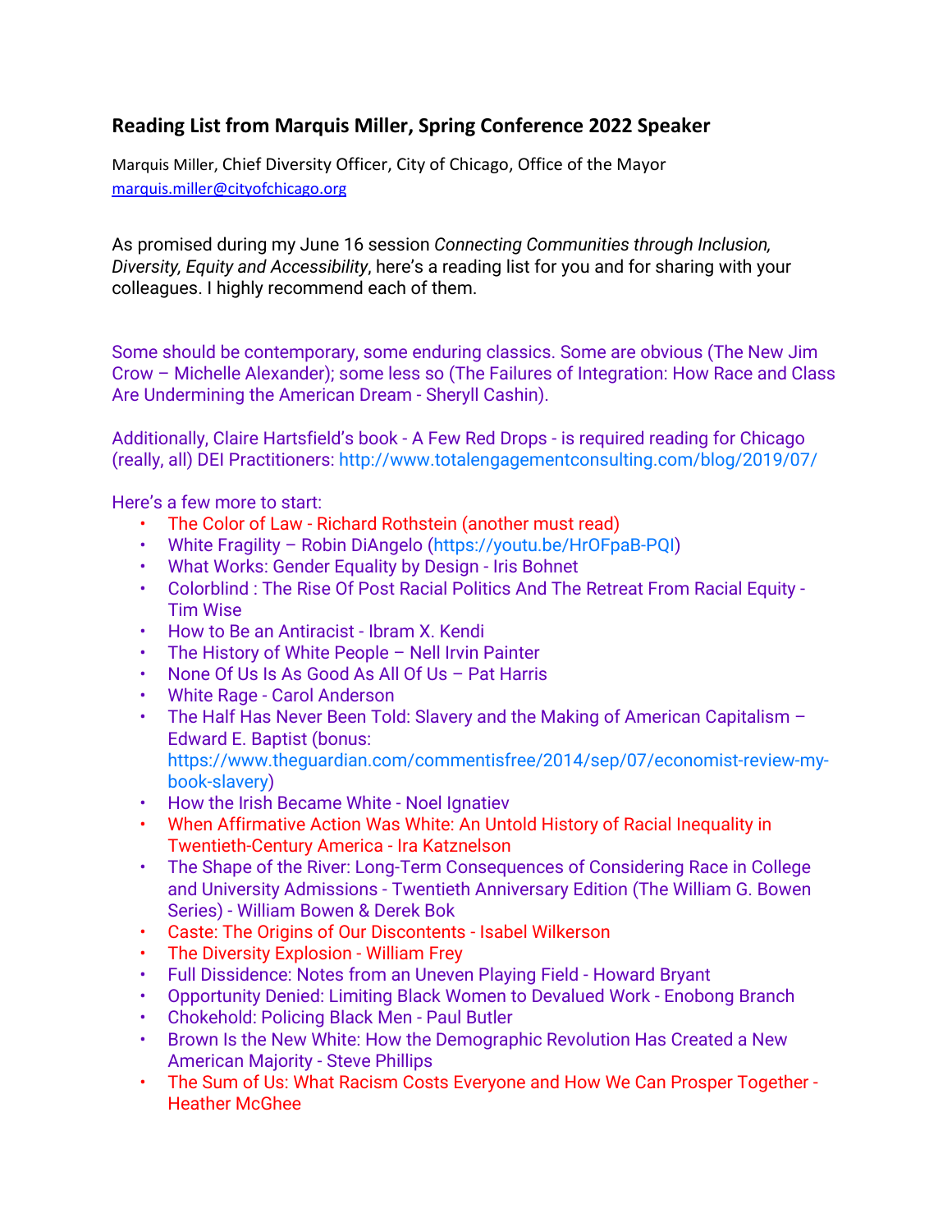## Reading List from Marquis Miller, Spring Conference 2022 Speaker

Marquis Miller, Chief Diversity Officer, City of Chicago, Office of the Mayor
marquis.miller@cityofchicago.org

As promised during my June 16 session *Connecting Communities through Inclusion, Diversity, Equity and Accessibility*, here's a reading list for you and for sharing with your colleagues. I highly recommend each of them.

Some should be contemporary, some enduring classics. Some are obvious (The New Jim Crow – Michelle Alexander); some less so (The Failures of Integration: How Race and Class Are Undermining the American Dream - Sheryll Cashin).

Additionally, Claire Hartsfield's book - A Few Red Drops - is required reading for Chicago (really, all) DEI Practitioners: http://www.totalengagementconsulting.com/blog/2019/07/

Here's a few more to start:

- The Color of Law - Richard Rothstein (another must read)
- White Fragility – Robin DiAngelo (https://youtu.be/HrOFpaB-PQI)
- What Works: Gender Equality by Design - Iris Bohnet
- Colorblind : The Rise Of Post Racial Politics And The Retreat From Racial Equity - Tim Wise
- How to Be an Antiracist - Ibram X. Kendi
- The History of White People – Nell Irvin Painter
- None Of Us Is As Good As All Of Us – Pat Harris
- White Rage - Carol Anderson
- The Half Has Never Been Told: Slavery and the Making of American Capitalism – Edward E. Baptist (bonus: https://www.theguardian.com/commentisfree/2014/sep/07/economist-review-my-book-slavery)
- How the Irish Became White - Noel Ignatiev
- When Affirmative Action Was White: An Untold History of Racial Inequality in Twentieth-Century America - Ira Katznelson
- The Shape of the River: Long-Term Consequences of Considering Race in College and University Admissions - Twentieth Anniversary Edition (The William G. Bowen Series) - William Bowen & Derek Bok
- Caste: The Origins of Our Discontents - Isabel Wilkerson
- The Diversity Explosion - William Frey
- Full Dissidence: Notes from an Uneven Playing Field - Howard Bryant
- Opportunity Denied: Limiting Black Women to Devalued Work - Enobong Branch
- Chokehold: Policing Black Men - Paul Butler
- Brown Is the New White: How the Demographic Revolution Has Created a New American Majority - Steve Phillips
- The Sum of Us: What Racism Costs Everyone and How We Can Prosper Together - Heather McGhee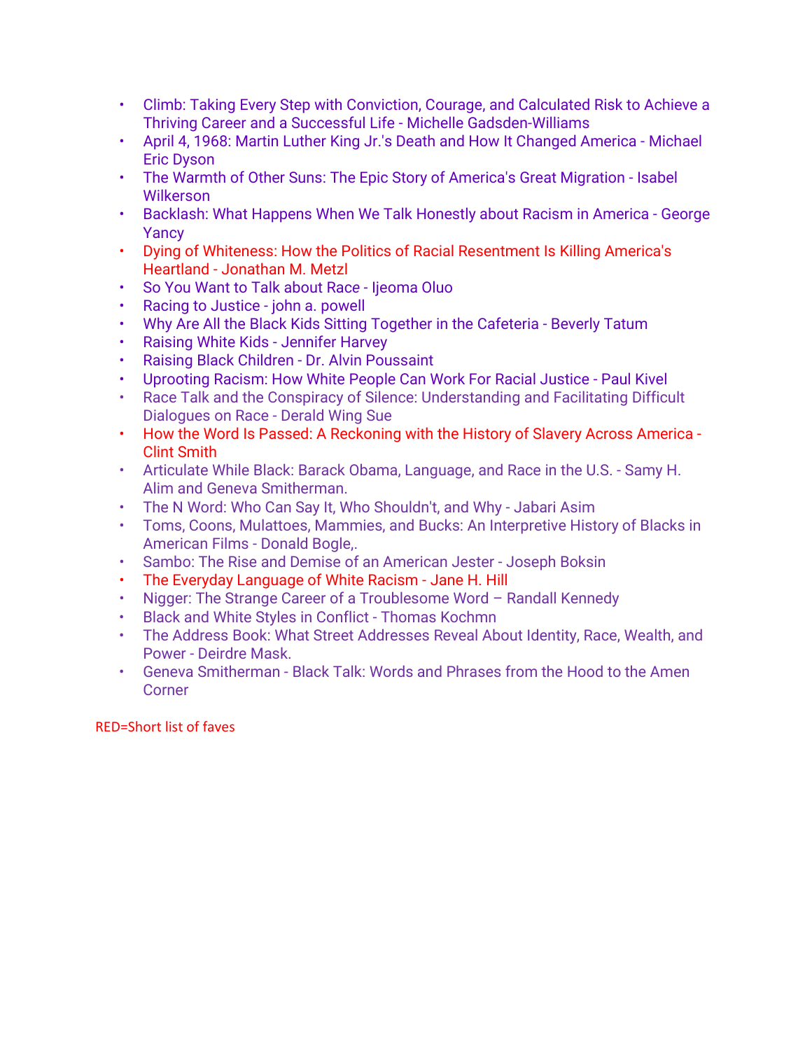- Climb: Taking Every Step with Conviction, Courage, and Calculated Risk to Achieve a Thriving Career and a Successful Life - Michelle Gadsden-Williams
- April 4, 1968: Martin Luther King Jr.'s Death and How It Changed America - Michael Eric Dyson
- The Warmth of Other Suns: The Epic Story of America's Great Migration - Isabel Wilkerson
- Backlash: What Happens When We Talk Honestly about Racism in America - George Yancy
- Dying of Whiteness: How the Politics of Racial Resentment Is Killing America's Heartland - Jonathan M. Metzl
- So You Want to Talk about Race - Ijeoma Oluo
- Racing to Justice - john a. powell
- Why Are All the Black Kids Sitting Together in the Cafeteria - Beverly Tatum
- Raising White Kids - Jennifer Harvey
- Raising Black Children - Dr. Alvin Poussaint
- Uprooting Racism: How White People Can Work For Racial Justice - Paul Kivel
- Race Talk and the Conspiracy of Silence: Understanding and Facilitating Difficult Dialogues on Race - Derald Wing Sue
- How the Word Is Passed: A Reckoning with the History of Slavery Across America - Clint Smith
- Articulate While Black: Barack Obama, Language, and Race in the U.S. - Samy H. Alim and Geneva Smitherman.
- The N Word: Who Can Say It, Who Shouldn't, and Why - Jabari Asim
- Toms, Coons, Mulattoes, Mammies, and Bucks: An Interpretive History of Blacks in American Films - Donald Bogle,.
- Sambo: The Rise and Demise of an American Jester - Joseph Boksin
- The Everyday Language of White Racism - Jane H. Hill
- Nigger: The Strange Career of a Troublesome Word – Randall Kennedy
- Black and White Styles in Conflict - Thomas Kochmn
- The Address Book: What Street Addresses Reveal About Identity, Race, Wealth, and Power - Deirdre Mask.
- Geneva Smitherman - Black Talk: Words and Phrases from the Hood to the Amen Corner

RED=Short list of faves